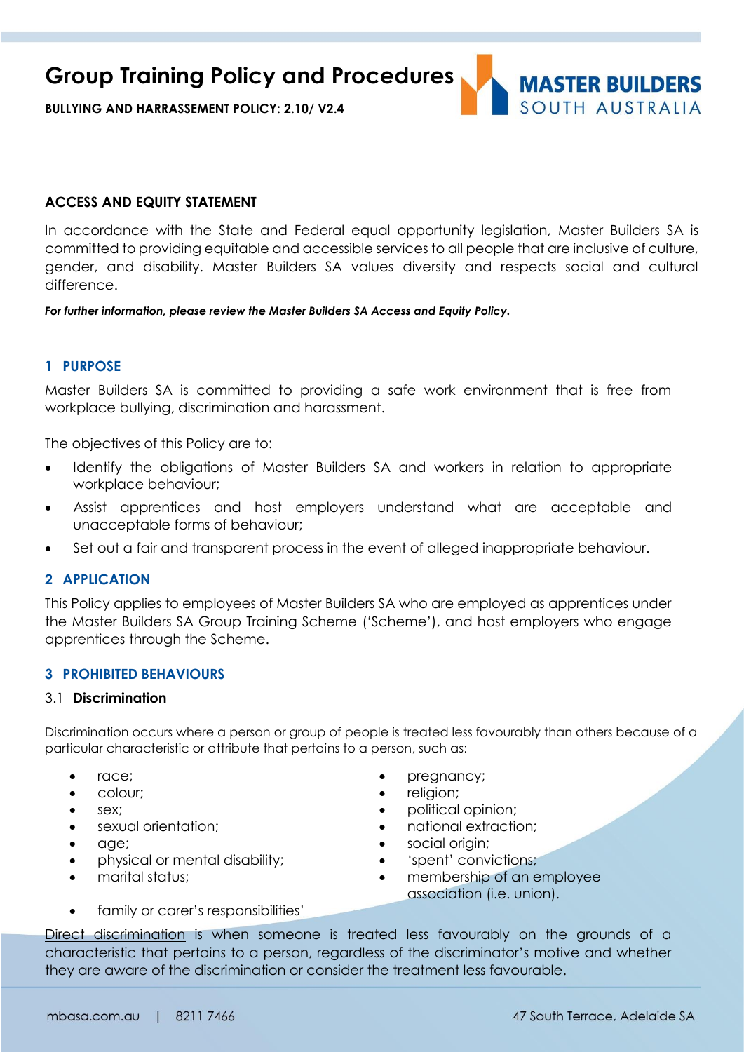# Group Training Policy and Procedures

**BULLYING AND HARRASSEMENT POLICY: 2.10/ V2.4**

**ACCESS AND EQUITY STATEMENT**

In accordance with the State and Federal equal opportunity legislation, Master Builders SA is committed to providing equitable and accessible services to all people that are inclusive of culture, gender, and disability. Master Builders SA values diversity and respects social and cultural difference.

***For further information, please review the Master Builders SA Access and Equity Policy.***

## 1 PURPOSE

Master Builders SA is committed to providing a safe work environment that is free from workplace bullying, discrimination and harassment.

The objectives of this Policy are to:

- Identify the obligations of Master Builders SA and workers in relation to appropriate workplace behaviour;
- Assist apprentices and host employers understand what are acceptable and unacceptable forms of behaviour;
- Set out a fair and transparent process in the event of alleged inappropriate behaviour.

## 2 APPLICATION

This Policy applies to employees of Master Builders SA who are employed as apprentices under the Master Builders SA Group Training Scheme ('Scheme'), and host employers who engage apprentices through the Scheme.

## 3 PROHIBITED BEHAVIOURS

### 3.1 Discrimination

Discrimination occurs where a person or group of people is treated less favourably than others because of a particular characteristic or attribute that pertains to a person, such as:

- race;
- colour;
- sex;
- sexual orientation;
- age;
- physical or mental disability;
- marital status;
- pregnancy;
- religion;
- political opinion;
- national extraction;
- social origin;
- 'spent' convictions;
- membership of an employee association (i.e. union).
- family or carer's responsibilities'

Direct discrimination is when someone is treated less favourably on the grounds of a characteristic that pertains to a person, regardless of the discriminator's motive and whether they are aware of the discrimination or consider the treatment less favourable.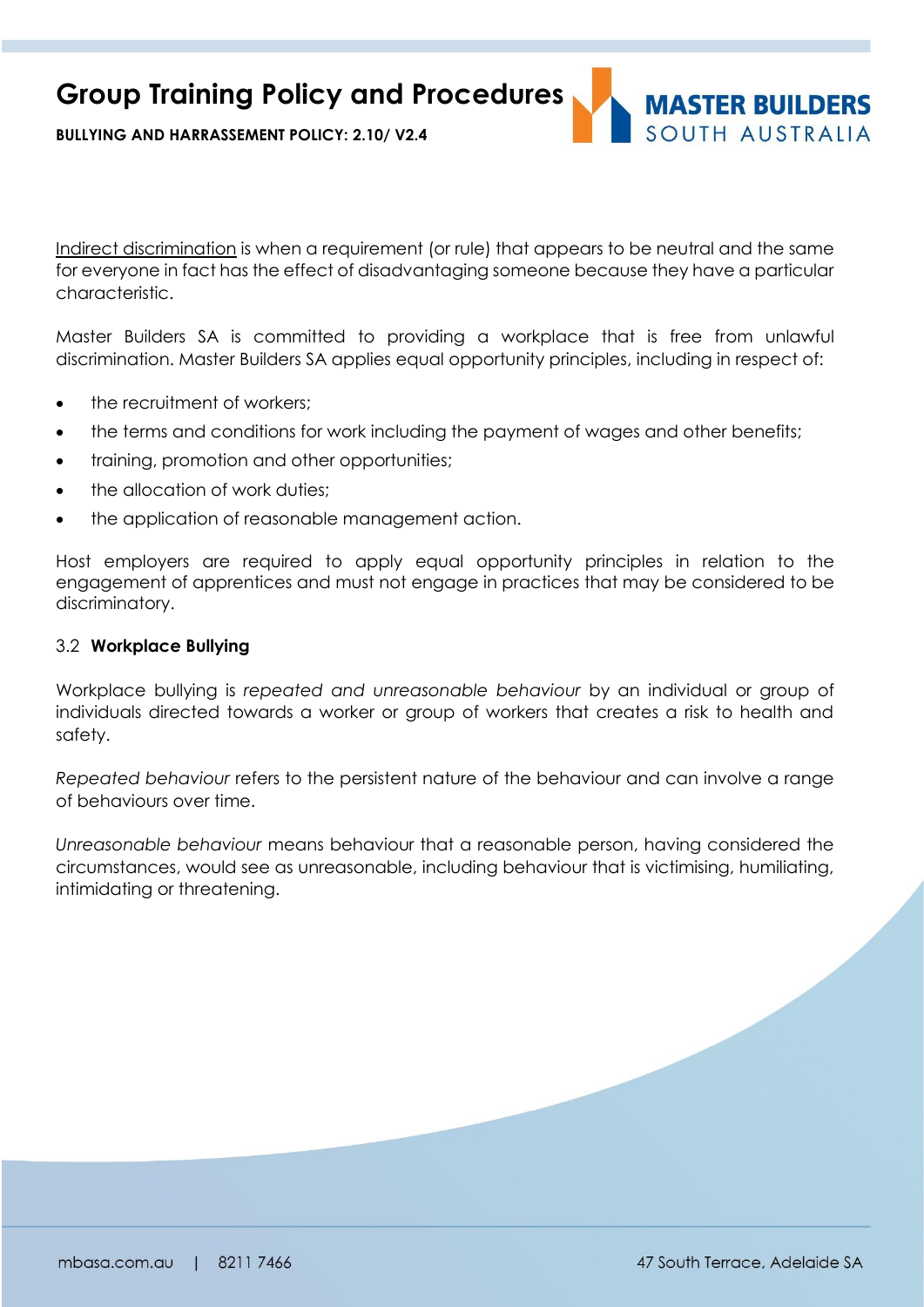Indirect discrimination is when a requirement (or rule) that appears to be neutral and the same for everyone in fact has the effect of disadvantaging someone because they have a particular characteristic.

Master Builders SA is committed to providing a workplace that is free from unlawful discrimination. Master Builders SA applies equal opportunity principles, including in respect of:

- the recruitment of workers;
- the terms and conditions for work including the payment of wages and other benefits;
- training, promotion and other opportunities;
- the allocation of work duties;
- the application of reasonable management action.

Host employers are required to apply equal opportunity principles in relation to the engagement of apprentices and must not engage in practices that may be considered to be discriminatory.

### 3.2 **Workplace Bullying**

Workplace bullying is *repeated and unreasonable behaviour* by an individual or group of individuals directed towards a worker or group of workers that creates a risk to health and safety.

*Repeated behaviour* refers to the persistent nature of the behaviour and can involve a range of behaviours over time.

*Unreasonable behaviour* means behaviour that a reasonable person, having considered the circumstances, would see as unreasonable, including behaviour that is victimising, humiliating, intimidating or threatening.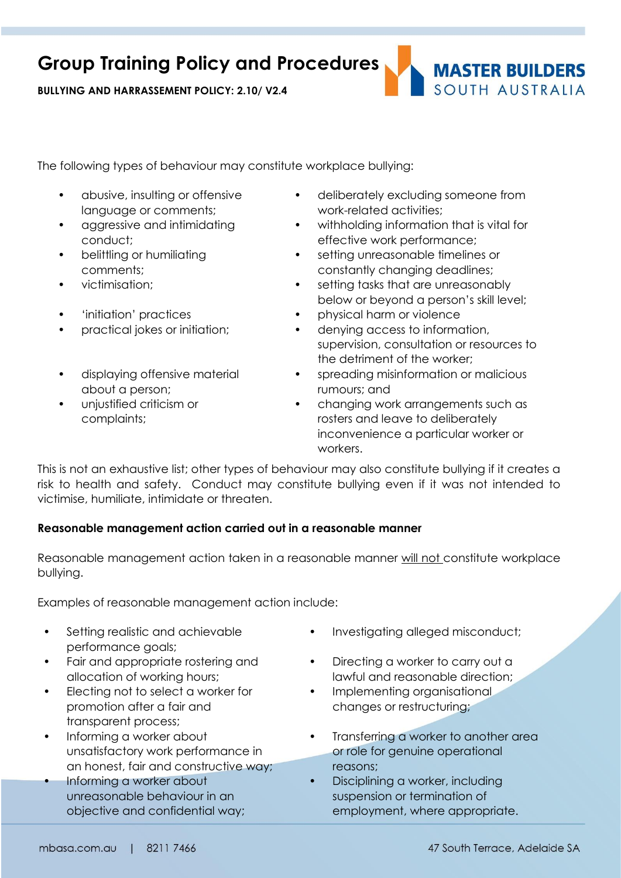The following types of behaviour may constitute workplace bullying:

- abusive, insulting or offensive language or comments;
- aggressive and intimidating conduct;
- belittling or humiliating comments;
- victimisation;
- 'initiation' practices
- practical jokes or initiation;
- displaying offensive material about a person;
- unjustified criticism or complaints;
- deliberately excluding someone from work-related activities;
- withholding information that is vital for effective work performance;
- setting unreasonable timelines or constantly changing deadlines;
- setting tasks that are unreasonably below or beyond a person's skill level;
- physical harm or violence
- denying access to information, supervision, consultation or resources to the detriment of the worker;
- spreading misinformation or malicious rumours; and
- changing work arrangements such as rosters and leave to deliberately inconvenience a particular worker or workers.

This is not an exhaustive list; other types of behaviour may also constitute bullying if it creates a risk to health and safety. Conduct may constitute bullying even if it was not intended to victimise, humiliate, intimidate or threaten.

**Reasonable management action carried out in a reasonable manner**

Reasonable management action taken in a reasonable manner will not constitute workplace bullying.

Examples of reasonable management action include:

- Setting realistic and achievable performance goals;
- Fair and appropriate rostering and allocation of working hours;
- Electing not to select a worker for promotion after a fair and transparent process;
- Informing a worker about unsatisfactory work performance in an honest, fair and constructive way;
- Informing a worker about unreasonable behaviour in an objective and confidential way;
- Investigating alleged misconduct;
- Directing a worker to carry out a lawful and reasonable direction;
- Implementing organisational changes or restructuring;
- Transferring a worker to another area or role for genuine operational reasons;
- Disciplining a worker, including suspension or termination of employment, where appropriate.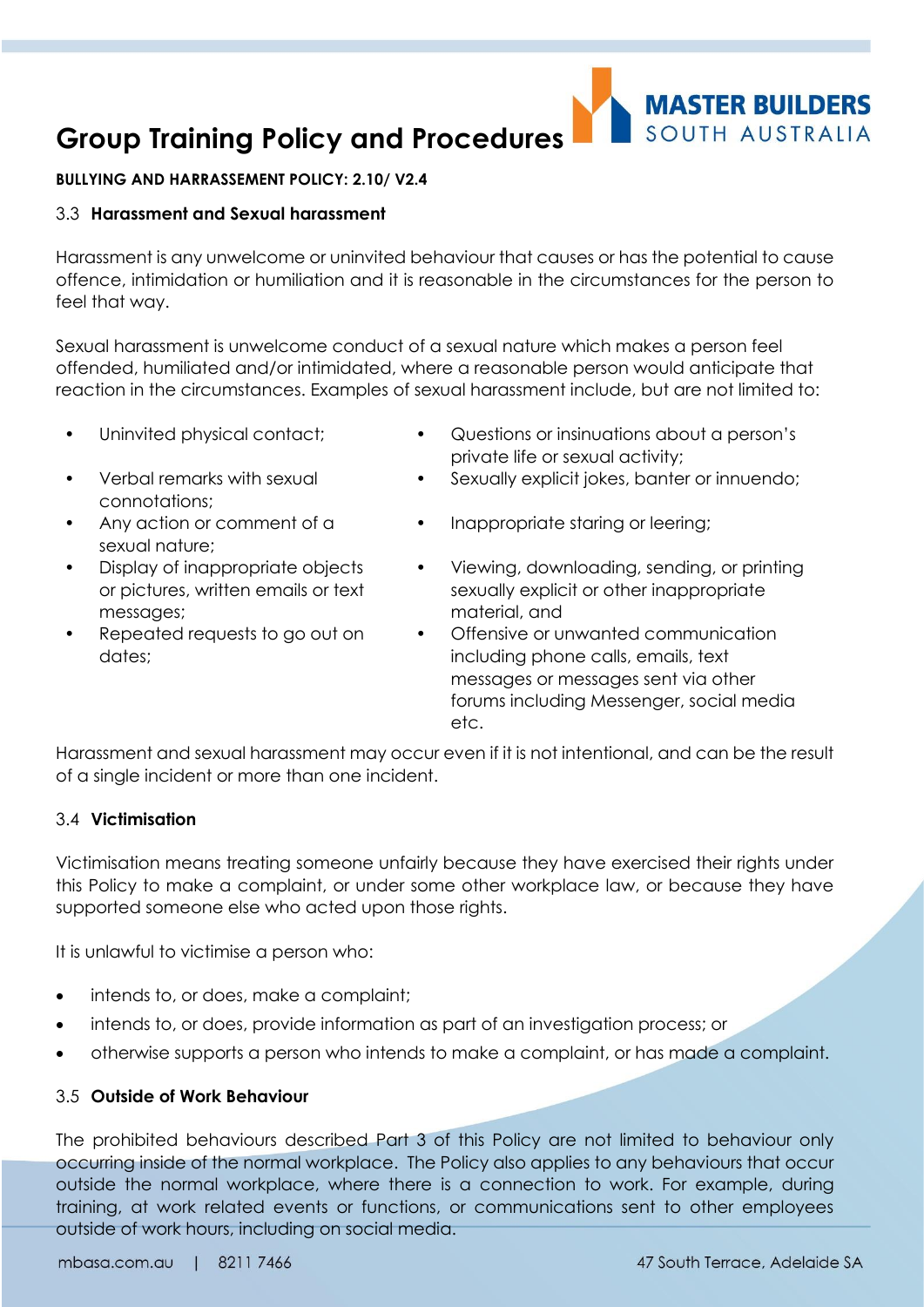# Group Training Policy and Procedures

**BULLYING AND HARRASSEMENT POLICY: 2.10/ V2.4**

### 3.3 Harassment and Sexual harassment

Harassment is any unwelcome or uninvited behaviour that causes or has the potential to cause offence, intimidation or humiliation and it is reasonable in the circumstances for the person to feel that way.

Sexual harassment is unwelcome conduct of a sexual nature which makes a person feel offended, humiliated and/or intimidated, where a reasonable person would anticipate that reaction in the circumstances. Examples of sexual harassment include, but are not limited to:

- Uninvited physical contact;
- Verbal remarks with sexual connotations;
- Any action or comment of a sexual nature;
- Display of inappropriate objects or pictures, written emails or text messages;
- Repeated requests to go out on dates;
- Questions or insinuations about a person's private life or sexual activity;
- Sexually explicit jokes, banter or innuendo;
- Inappropriate staring or leering;
- Viewing, downloading, sending, or printing sexually explicit or other inappropriate material, and
- Offensive or unwanted communication including phone calls, emails, text messages or messages sent via other forums including Messenger, social media etc.

Harassment and sexual harassment may occur even if it is not intentional, and can be the result of a single incident or more than one incident.

### 3.4 Victimisation

Victimisation means treating someone unfairly because they have exercised their rights under this Policy to make a complaint, or under some other workplace law, or because they have supported someone else who acted upon those rights.

It is unlawful to victimise a person who:

- intends to, or does, make a complaint;
- intends to, or does, provide information as part of an investigation process; or
- otherwise supports a person who intends to make a complaint, or has made a complaint.

### 3.5 Outside of Work Behaviour

The prohibited behaviours described Part 3 of this Policy are not limited to behaviour only occurring inside of the normal workplace. The Policy also applies to any behaviours that occur outside the normal workplace, where there is a connection to work. For example, during training, at work related events or functions, or communications sent to other employees outside of work hours, including on social media.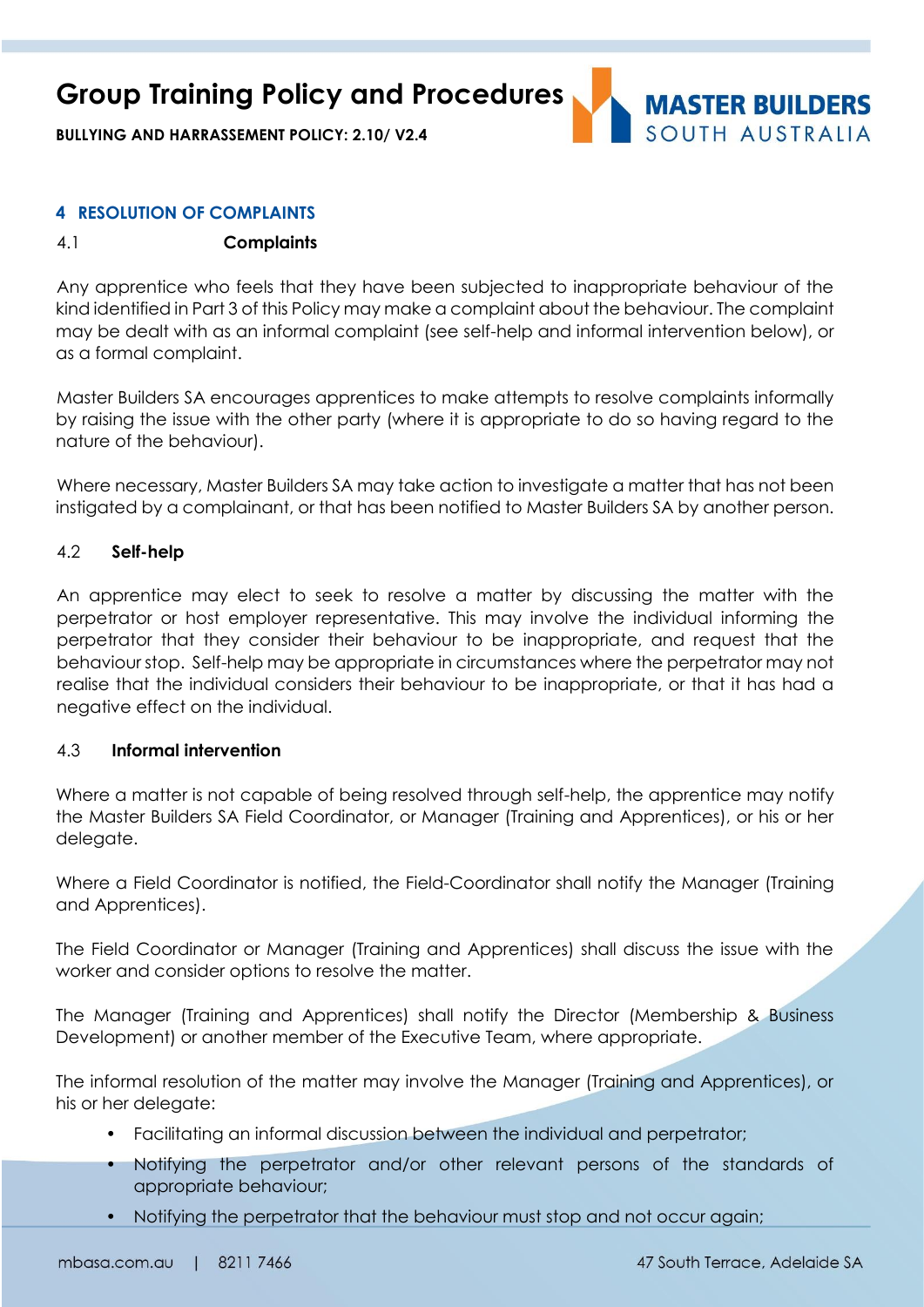## 4 RESOLUTION OF COMPLAINTS

### 4.1 Complaints

Any apprentice who feels that they have been subjected to inappropriate behaviour of the kind identified in Part 3 of this Policy may make a complaint about the behaviour. The complaint may be dealt with as an informal complaint (see self-help and informal intervention below), or as a formal complaint.

Master Builders SA encourages apprentices to make attempts to resolve complaints informally by raising the issue with the other party (where it is appropriate to do so having regard to the nature of the behaviour).

Where necessary, Master Builders SA may take action to investigate a matter that has not been instigated by a complainant, or that has been notified to Master Builders SA by another person.

### 4.2 Self-help

An apprentice may elect to seek to resolve a matter by discussing the matter with the perpetrator or host employer representative. This may involve the individual informing the perpetrator that they consider their behaviour to be inappropriate, and request that the behaviour stop. Self-help may be appropriate in circumstances where the perpetrator may not realise that the individual considers their behaviour to be inappropriate, or that it has had a negative effect on the individual.

### 4.3 Informal intervention

Where a matter is not capable of being resolved through self-help, the apprentice may notify the Master Builders SA Field Coordinator, or Manager (Training and Apprentices), or his or her delegate.

Where a Field Coordinator is notified, the Field-Coordinator shall notify the Manager (Training and Apprentices).

The Field Coordinator or Manager (Training and Apprentices) shall discuss the issue with the worker and consider options to resolve the matter.

The Manager (Training and Apprentices) shall notify the Director (Membership & Business Development) or another member of the Executive Team, where appropriate.

The informal resolution of the matter may involve the Manager (Training and Apprentices), or his or her delegate:

- Facilitating an informal discussion between the individual and perpetrator;
- Notifying the perpetrator and/or other relevant persons of the standards of appropriate behaviour;
- Notifying the perpetrator that the behaviour must stop and not occur again;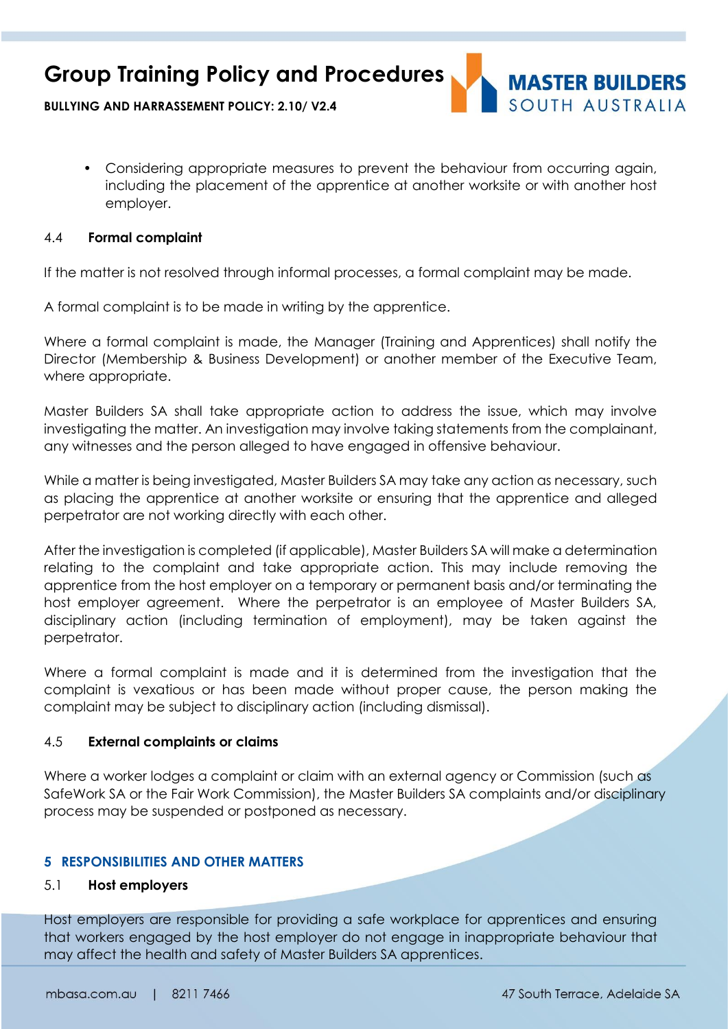- Considering appropriate measures to prevent the behaviour from occurring again, including the placement of the apprentice at another worksite or with another host employer.

### 4.4 Formal complaint

If the matter is not resolved through informal processes, a formal complaint may be made.

A formal complaint is to be made in writing by the apprentice.

Where a formal complaint is made, the Manager (Training and Apprentices) shall notify the Director (Membership & Business Development) or another member of the Executive Team, where appropriate.

Master Builders SA shall take appropriate action to address the issue, which may involve investigating the matter. An investigation may involve taking statements from the complainant, any witnesses and the person alleged to have engaged in offensive behaviour.

While a matter is being investigated, Master Builders SA may take any action as necessary, such as placing the apprentice at another worksite or ensuring that the apprentice and alleged perpetrator are not working directly with each other.

After the investigation is completed (if applicable), Master Builders SA will make a determination relating to the complaint and take appropriate action. This may include removing the apprentice from the host employer on a temporary or permanent basis and/or terminating the host employer agreement. Where the perpetrator is an employee of Master Builders SA, disciplinary action (including termination of employment), may be taken against the perpetrator.

Where a formal complaint is made and it is determined from the investigation that the complaint is vexatious or has been made without proper cause, the person making the complaint may be subject to disciplinary action (including dismissal).

### 4.5 External complaints or claims

Where a worker lodges a complaint or claim with an external agency or Commission (such as SafeWork SA or the Fair Work Commission), the Master Builders SA complaints and/or disciplinary process may be suspended or postponed as necessary.

## 5 RESPONSIBILITIES AND OTHER MATTERS

### 5.1 Host employers

Host employers are responsible for providing a safe workplace for apprentices and ensuring that workers engaged by the host employer do not engage in inappropriate behaviour that may affect the health and safety of Master Builders SA apprentices.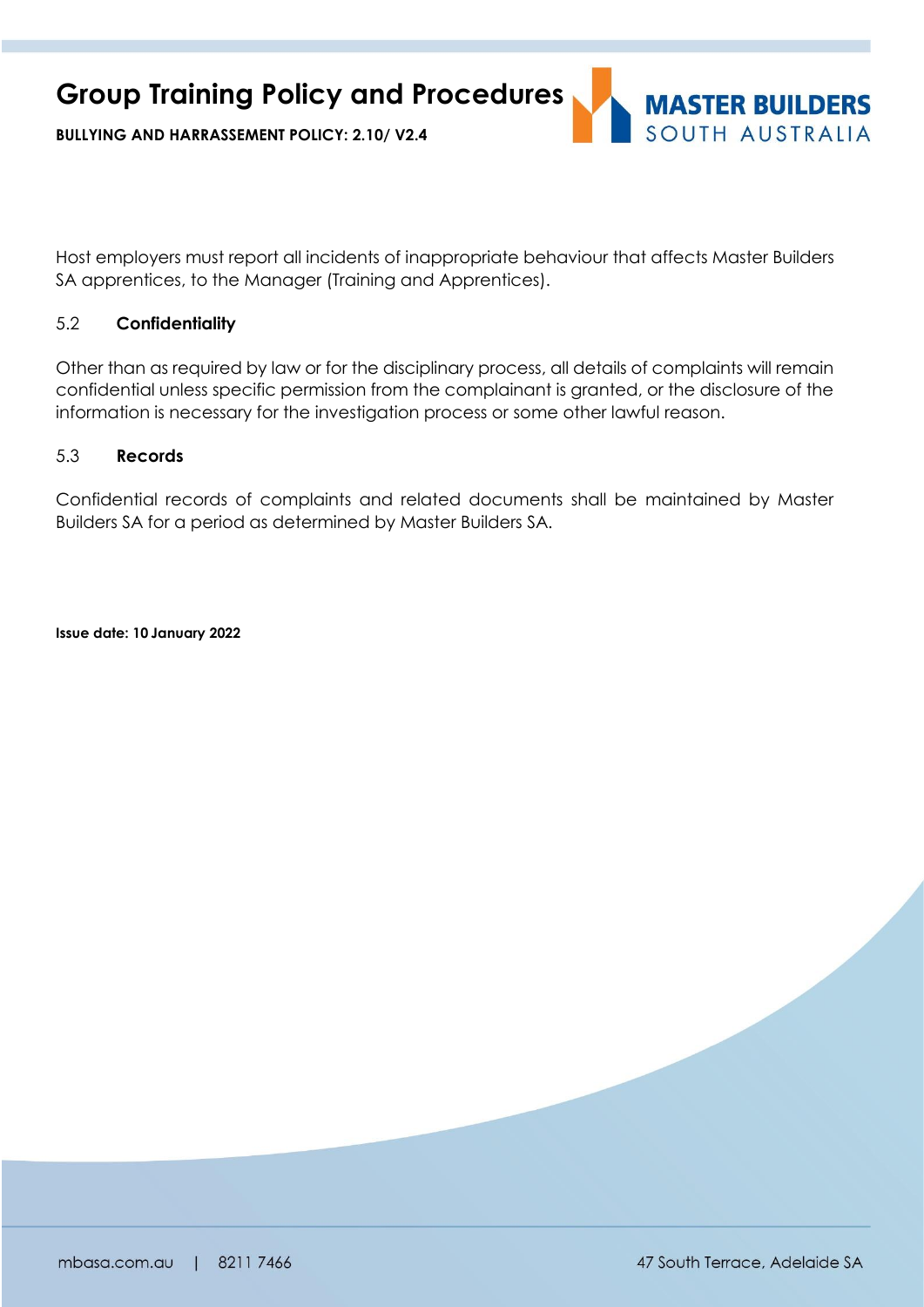Host employers must report all incidents of inappropriate behaviour that affects Master Builders SA apprentices, to the Manager (Training and Apprentices).

### 5.2 Confidentiality

Other than as required by law or for the disciplinary process, all details of complaints will remain confidential unless specific permission from the complainant is granted, or the disclosure of the information is necessary for the investigation process or some other lawful reason.

### 5.3 Records

Confidential records of complaints and related documents shall be maintained by Master Builders SA for a period as determined by Master Builders SA.

**Issue date: 10 January 2022**